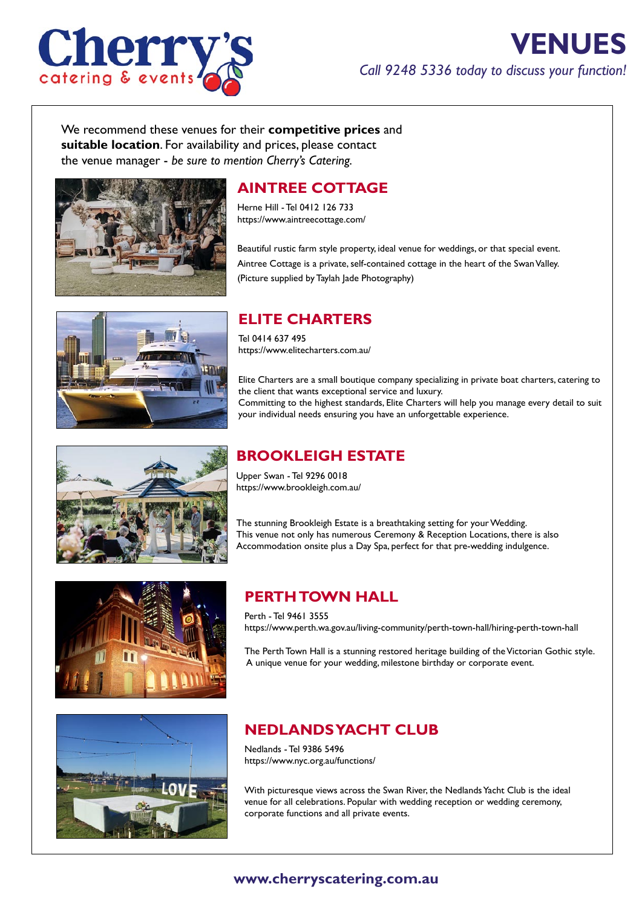# Cherry's catering & events

# VENUES

*Call 9248 5336 today to discuss your function!*

We recommend these venues for their **competitive prices** and **suitable location**. For availability and prices, please contact the venue manager **-** *be sure to mention Cherry's Catering.*

## AINTREE COTTAGE

Herne Hill - Tel 0412 126 733
https://www.aintreecottage.com/

Beautiful rustic farm style property, ideal venue for weddings, or that special event. Aintree Cottage is a private, self-contained cottage in the heart of the Swan Valley. (Picture supplied by Taylah Jade Photography)

## ELITE CHARTERS

Tel 0414 637 495
https://www.elitecharters.com.au/

Elite Charters are a small boutique company specializing in private boat charters, catering to the client that wants exceptional service and luxury.
Committing to the highest standards, Elite Charters will help you manage every detail to suit your individual needs ensuring you have an unforgettable experience.

## BROOKLEIGH ESTATE

Upper Swan - Tel 9296 0018
https://www.brookleigh.com.au/

The stunning Brookleigh Estate is a breathtaking setting for your Wedding.
This venue not only has numerous Ceremony & Reception Locations, there is also Accommodation onsite plus a Day Spa, perfect for that pre-wedding indulgence.

## PERTH TOWN HALL

Perth - Tel 9461 3555
https://www.perth.wa.gov.au/living-community/perth-town-hall/hiring-perth-town-hall

The Perth Town Hall is a stunning restored heritage building of the Victorian Gothic style. A unique venue for your wedding, milestone birthday or corporate event.

## NEDLANDS YACHT CLUB

Nedlands - Tel 9386 5496
https://www.nyc.org.au/functions/

With picturesque views across the Swan River, the Nedlands Yacht Club is the ideal venue for all celebrations. Popular with wedding reception or wedding ceremony, corporate functions and all private events.

**www.cherryscatering.com.au**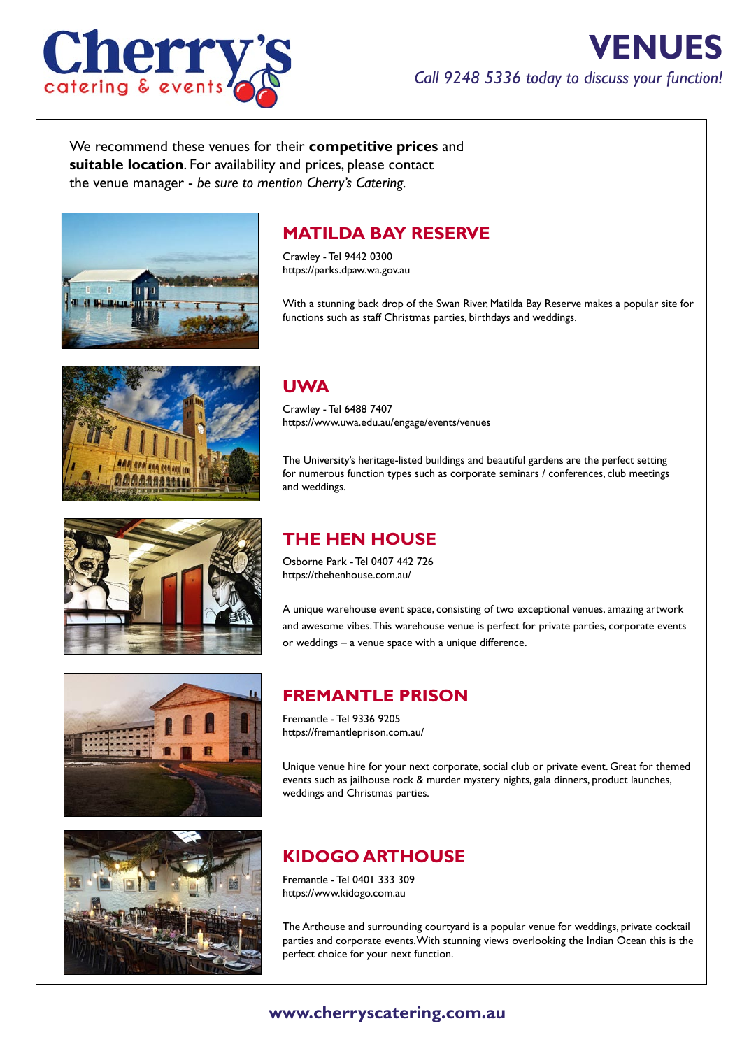# Cherry's catering & events

# VENUES

*Call 9248 5336 today to discuss your function!*

We recommend these venues for their **competitive prices** and **suitable location**. For availability and prices, please contact the venue manager - *be sure to mention Cherry's Catering.*

## MATILDA BAY RESERVE

Crawley - Tel 9442 0300
https://parks.dpaw.wa.gov.au

With a stunning back drop of the Swan River, Matilda Bay Reserve makes a popular site for functions such as staff Christmas parties, birthdays and weddings.

## UWA

Crawley - Tel 6488 7407
https://www.uwa.edu.au/engage/events/venues

The University's heritage-listed buildings and beautiful gardens are the perfect setting for numerous function types such as corporate seminars / conferences, club meetings and weddings.

## THE HEN HOUSE

Osborne Park - Tel 0407 442 726
https://thehenhouse.com.au/

A unique warehouse event space, consisting of two exceptional venues, amazing artwork and awesome vibes. This warehouse venue is perfect for private parties, corporate events or weddings – a venue space with a unique difference.

## FREMANTLE PRISON

Fremantle - Tel 9336 9205
https://fremantleprison.com.au/

Unique venue hire for your next corporate, social club or private event. Great for themed events such as jailhouse rock & murder mystery nights, gala dinners, product launches, weddings and Christmas parties.

## KIDOGO ARTHOUSE

Fremantle - Tel 0401 333 309
https://www.kidogo.com.au

The Arthouse and surrounding courtyard is a popular venue for weddings, private cocktail parties and corporate events. With stunning views overlooking the Indian Ocean this is the perfect choice for your next function.

**www.cherryscatering.com.au**